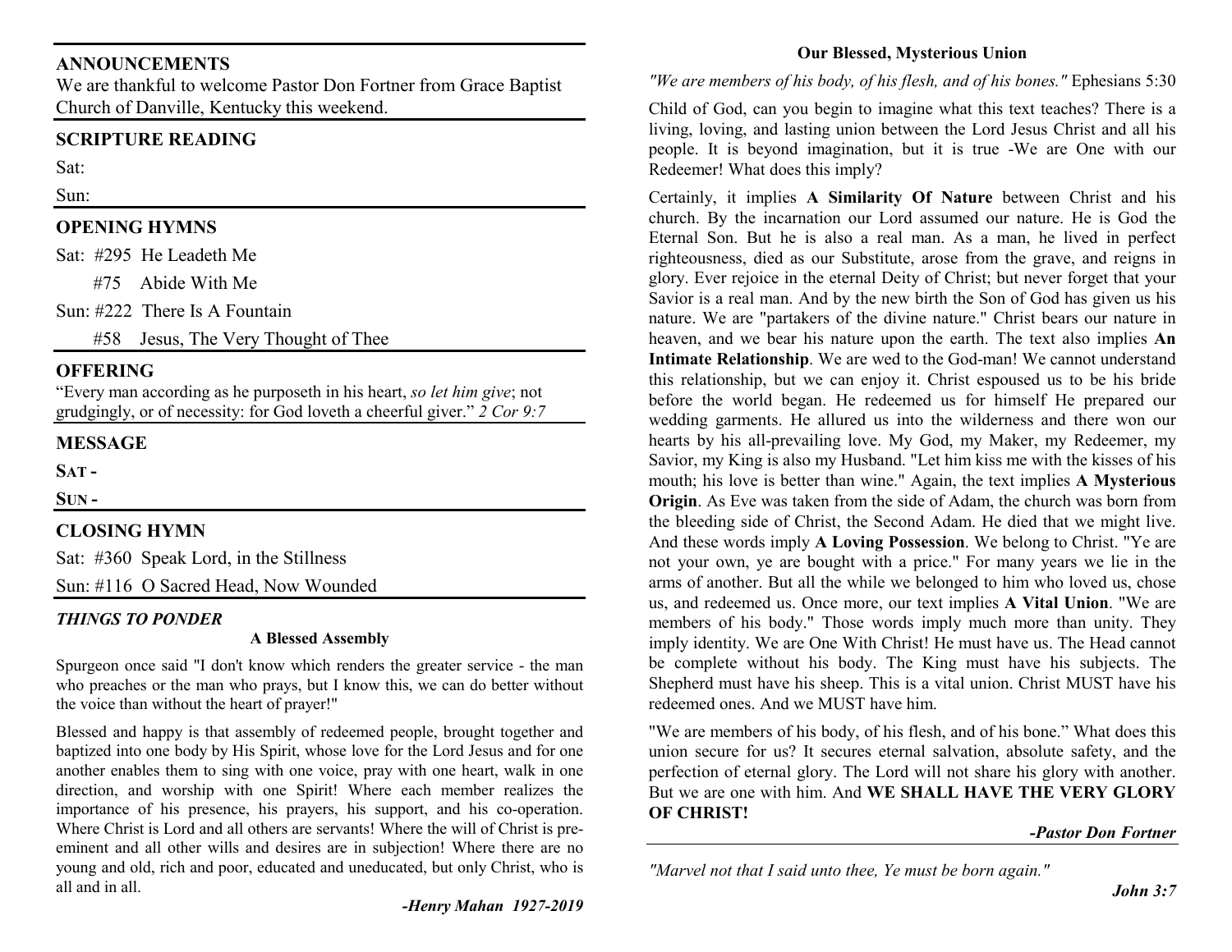## ANNOUNCEMENTS

We are thankful to welcome Pastor Don Fortner from Grace Baptist Church of Danville, Kentucky this weekend.

## SCRIPTURE READING

Sat:

Sun:

## OPENING HYMNS

Sat: #295 He Leadeth Me

#75 Abide With Me

Sun: #222 There Is A Fountain

#58 Jesus, The Very Thought of Thee

## OFFERING

"Every man according as he purposeth in his heart, *so let him give*; not grudgingly, or of necessity: for God loveth a cheerful giver." *2 Cor 9:7*

## MESSAGE

**SAT -**

**SUN -**

## CLOSING HYMN

Sat: #360 Speak Lord, in the Stillness

Sun: #116 O Sacred Head, Now Wounded

### *THINGS TO PONDER*

**A Blessed Assembly**

Spurgeon once said "I don't know which renders the greater service - the man who preaches or the man who prays, but I know this, we can do better without the voice than without the heart of prayer!"

Blessed and happy is that assembly of redeemed people, brought together and baptized into one body by His Spirit, whose love for the Lord Jesus and for one another enables them to sing with one voice, pray with one heart, walk in one direction, and worship with one Spirit! Where each member realizes the importance of his presence, his prayers, his support, and his co-operation. Where Christ is Lord and all others are servants! Where the will of Christ is pre-eminent and all other wills and desires are in subjection! Where there are no young and old, rich and poor, educated and uneducated, but only Christ, who is all and in all.

***-Henry Mahan 1927-2019***

**Our Blessed, Mysterious Union**

*"We are members of his body, of his flesh, and of his bones."* Ephesians 5:30

Child of God, can you begin to imagine what this text teaches? There is a living, loving, and lasting union between the Lord Jesus Christ and all his people. It is beyond imagination, but it is true -We are One with our Redeemer! What does this imply?

Certainly, it implies **A Similarity Of Nature** between Christ and his church. By the incarnation our Lord assumed our nature. He is God the Eternal Son. But he is also a real man. As a man, he lived in perfect righteousness, died as our Substitute, arose from the grave, and reigns in glory. Ever rejoice in the eternal Deity of Christ; but never forget that your Savior is a real man. And by the new birth the Son of God has given us his nature. We are "partakers of the divine nature." Christ bears our nature in heaven, and we bear his nature upon the earth. The text also implies **An Intimate Relationship**. We are wed to the God-man! We cannot understand this relationship, but we can enjoy it. Christ espoused us to be his bride before the world began. He redeemed us for himself He prepared our wedding garments. He allured us into the wilderness and there won our hearts by his all-prevailing love. My God, my Maker, my Redeemer, my Savior, my King is also my Husband. "Let him kiss me with the kisses of his mouth; his love is better than wine." Again, the text implies **A Mysterious Origin**. As Eve was taken from the side of Adam, the church was born from the bleeding side of Christ, the Second Adam. He died that we might live. And these words imply **A Loving Possession**. We belong to Christ. "Ye are not your own, ye are bought with a price." For many years we lie in the arms of another. But all the while we belonged to him who loved us, chose us, and redeemed us. Once more, our text implies **A Vital Union**. "We are members of his body." Those words imply much more than unity. They imply identity. We are One With Christ! He must have us. The Head cannot be complete without his body. The King must have his subjects. The Shepherd must have his sheep. This is a vital union. Christ MUST have his redeemed ones. And we MUST have him.

"We are members of his body, of his flesh, and of his bone." What does this union secure for us? It secures eternal salvation, absolute safety, and the perfection of eternal glory. The Lord will not share his glory with another. But we are one with him. And **WE SHALL HAVE THE VERY GLORY OF CHRIST!**

***-Pastor Don Fortner***

*"Marvel not that I said unto thee, Ye must be born again."*

***John 3:7***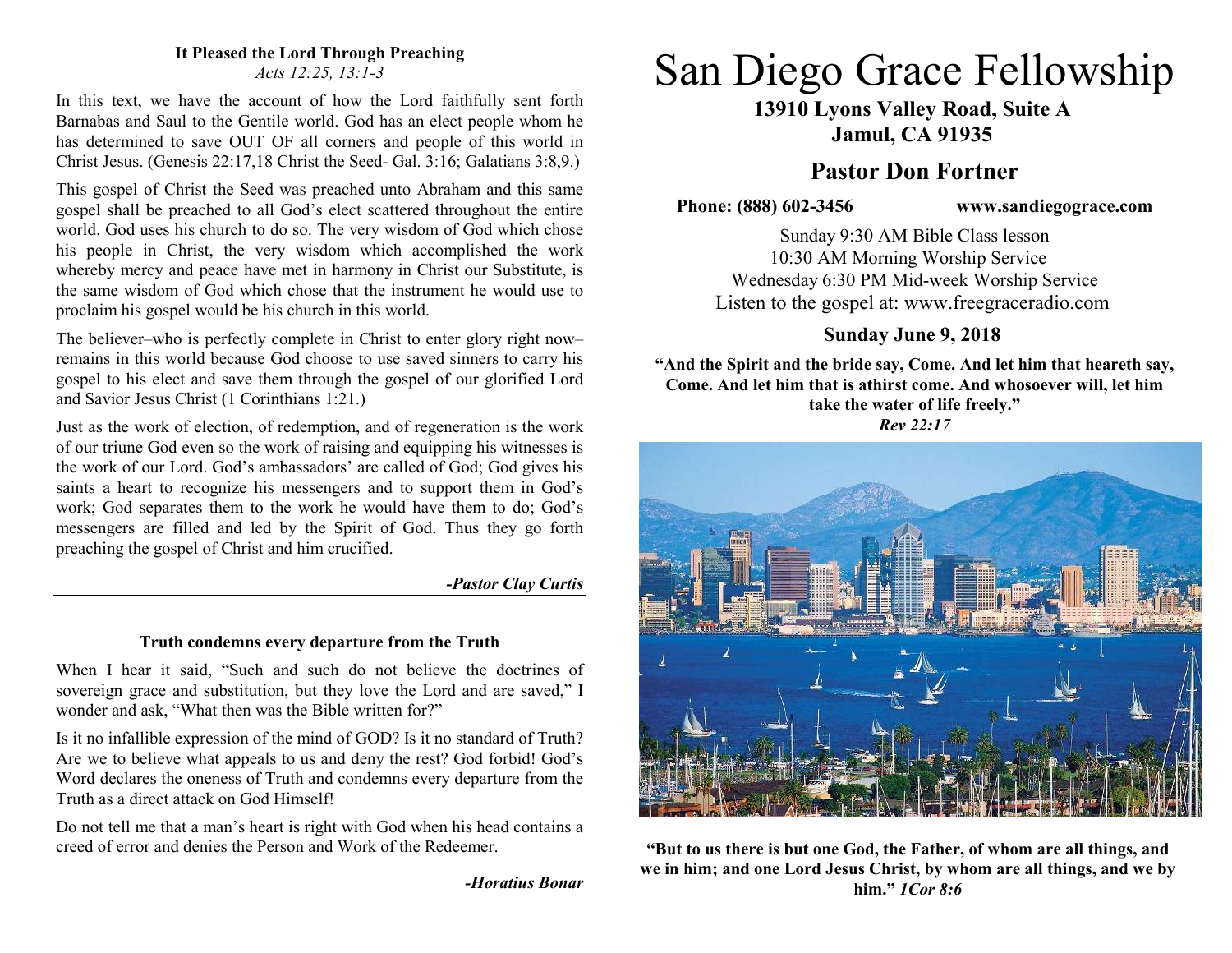### It Pleased the Lord Through Preaching

*Acts 12:25, 13:1-3*

In this text, we have the account of how the Lord faithfully sent forth Barnabas and Saul to the Gentile world. God has an elect people whom he has determined to save OUT OF all corners and people of this world in Christ Jesus. (Genesis 22:17,18 Christ the Seed- Gal. 3:16; Galatians 3:8,9.)

This gospel of Christ the Seed was preached unto Abraham and this same gospel shall be preached to all God's elect scattered throughout the entire world. God uses his church to do so. The very wisdom of God which chose his people in Christ, the very wisdom which accomplished the work whereby mercy and peace have met in harmony in Christ our Substitute, is the same wisdom of God which chose that the instrument he would use to proclaim his gospel would be his church in this world.

The believer–who is perfectly complete in Christ to enter glory right now–remains in this world because God choose to use saved sinners to carry his gospel to his elect and save them through the gospel of our glorified Lord and Savior Jesus Christ (1 Corinthians 1:21.)

Just as the work of election, of redemption, and of regeneration is the work of our triune God even so the work of raising and equipping his witnesses is the work of our Lord. God's ambassadors' are called of God; God gives his saints a heart to recognize his messengers and to support them in God's work; God separates them to the work he would have them to do; God's messengers are filled and led by the Spirit of God. Thus they go forth preaching the gospel of Christ and him crucified.

***-Pastor Clay Curtis***

---

### Truth condemns every departure from the Truth

When I hear it said, "Such and such do not believe the doctrines of sovereign grace and substitution, but they love the Lord and are saved," I wonder and ask, "What then was the Bible written for?"

Is it no infallible expression of the mind of GOD? Is it no standard of Truth? Are we to believe what appeals to us and deny the rest? God forbid! God's Word declares the oneness of Truth and condemns every departure from the Truth as a direct attack on God Himself!

Do not tell me that a man's heart is right with God when his head contains a creed of error and denies the Person and Work of the Redeemer.

***-Horatius Bonar***

# San Diego Grace Fellowship

**13910 Lyons Valley Road, Suite A**
**Jamul, CA 91935**

## Pastor Don Fortner

**Phone: (888) 602-3456** **www.sandiegograce.com**

Sunday 9:30 AM Bible Class lesson
10:30 AM Morning Worship Service
Wednesday 6:30 PM Mid-week Worship Service
Listen to the gospel at: www.freegraceradio.com

### Sunday June 9, 2018

**"And the Spirit and the bride say, Come. And let him that heareth say, Come. And let him that is athirst come. And whosoever will, let him take the water of life freely."**
***Rev 22:17***

**"But to us there is but one God, the Father, of whom are all things, and we in him; and one Lord Jesus Christ, by whom are all things, and we by him."** ***1Cor 8:6***